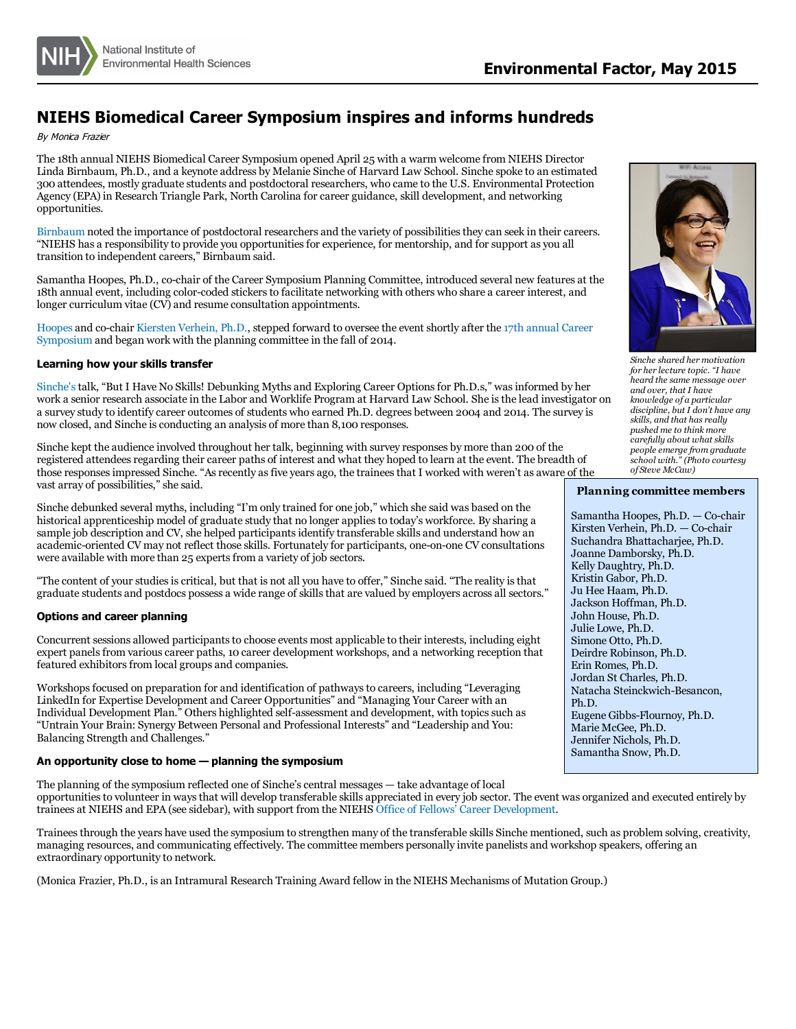# NIEHS Biomedical Career Symposium inspires and informs hundreds

*By Monica Frazier*

The 18th annual NIEHS Biomedical Career Symposium opened April 25 with a warm welcome from NIEHS Director Linda Birnbaum, Ph.D., and a keynote address by Melanie Sinche of Harvard Law School. Sinche spoke to an estimated 300 attendees, mostly graduate students and postdoctoral researchers, who came to the U.S. Environmental Protection Agency (EPA) in Research Triangle Park, North Carolina for career guidance, skill development, and networking opportunities.

Birnbaum noted the importance of postdoctoral researchers and the variety of possibilities they can seek in their careers. "NIEHS has a responsibility to provide you opportunities for experience, for mentorship, and for support as you all transition to independent careers," Birnbaum said.

Samantha Hoopes, Ph.D., co-chair of the Career Symposium Planning Committee, introduced several new features at the 18th annual event, including color-coded stickers to facilitate networking with others who share a career interest, and longer curriculum vitae (CV) and resume consultation appointments.

Hoopes and co-chair Kiersten Verhein, Ph.D., stepped forward to oversee the event shortly after the 17th annual Career Symposium and began work with the planning committee in the fall of 2014.

*Sinche shared her motivation for her lecture topic. "I have heard the same message over and over, that I have knowledge of a particular discipline, but I don't have any skills, and that has really pushed me to think more carefully about what skills people emerge from graduate school with." (Photo courtesy of Steve McCaw)*

### Learning how your skills transfer

Sinche's talk, "But I Have No Skills! Debunking Myths and Exploring Career Options for Ph.D.s," was informed by her work a senior research associate in the Labor and Worklife Program at Harvard Law School. She is the lead investigator on a survey study to identify career outcomes of students who earned Ph.D. degrees between 2004 and 2014. The survey is now closed, and Sinche is conducting an analysis of more than 8,100 responses.

Sinche kept the audience involved throughout her talk, beginning with survey responses by more than 200 of the registered attendees regarding their career paths of interest and what they hoped to learn at the event. The breadth of those responses impressed Sinche. "As recently as five years ago, the trainees that I worked with weren't as aware of the vast array of possibilities," she said.

Sinche debunked several myths, including "I'm only trained for one job," which she said was based on the historical apprenticeship model of graduate study that no longer applies to today's workforce. By sharing a sample job description and CV, she helped participants identify transferable skills and understand how an academic-oriented CV may not reflect those skills. Fortunately for participants, one-on-one CV consultations were available with more than 25 experts from a variety of job sectors.

"The content of your studies is critical, but that is not all you have to offer," Sinche said. "The reality is that graduate students and postdocs possess a wide range of skills that are valued by employers across all sectors."

### Options and career planning

Concurrent sessions allowed participants to choose events most applicable to their interests, including eight expert panels from various career paths, 10 career development workshops, and a networking reception that featured exhibitors from local groups and companies.

Workshops focused on preparation for and identification of pathways to careers, including "Leveraging LinkedIn for Expertise Development and Career Opportunities" and "Managing Your Career with an Individual Development Plan." Others highlighted self-assessment and development, with topics such as "Untrain Your Brain: Synergy Between Personal and Professional Interests" and "Leadership and You: Balancing Strength and Challenges."

### An opportunity close to home — planning the symposium

The planning of the symposium reflected one of Sinche's central messages — take advantage of local opportunities to volunteer in ways that will develop transferable skills appreciated in every job sector. The event was organized and executed entirely by trainees at NIEHS and EPA (see sidebar), with support from the NIEHS Office of Fellows' Career Development.

Trainees through the years have used the symposium to strengthen many of the transferable skills Sinche mentioned, such as problem solving, creativity, managing resources, and communicating effectively. The committee members personally invite panelists and workshop speakers, offering an extraordinary opportunity to network.

(Monica Frazier, Ph.D., is an Intramural Research Training Award fellow in the NIEHS Mechanisms of Mutation Group.)

**Planning committee members**

Samantha Hoopes, Ph.D. — Co-chair
Kirsten Verhein, Ph.D. — Co-chair
Suchandra Bhattacharjee, Ph.D.
Joanne Damborsky, Ph.D.
Kelly Daughtry, Ph.D.
Kristin Gabor, Ph.D.
Ju Hee Haam, Ph.D.
Jackson Hoffman, Ph.D.
John House, Ph.D.
Julie Lowe, Ph.D.
Simone Otto, Ph.D.
Deirdre Robinson, Ph.D.
Erin Romes, Ph.D.
Jordan St Charles, Ph.D.
Natacha Steinckwich-Besancon, Ph.D.
Eugene Gibbs-Flournoy, Ph.D.
Marie McGee, Ph.D.
Jennifer Nichols, Ph.D.
Samantha Snow, Ph.D.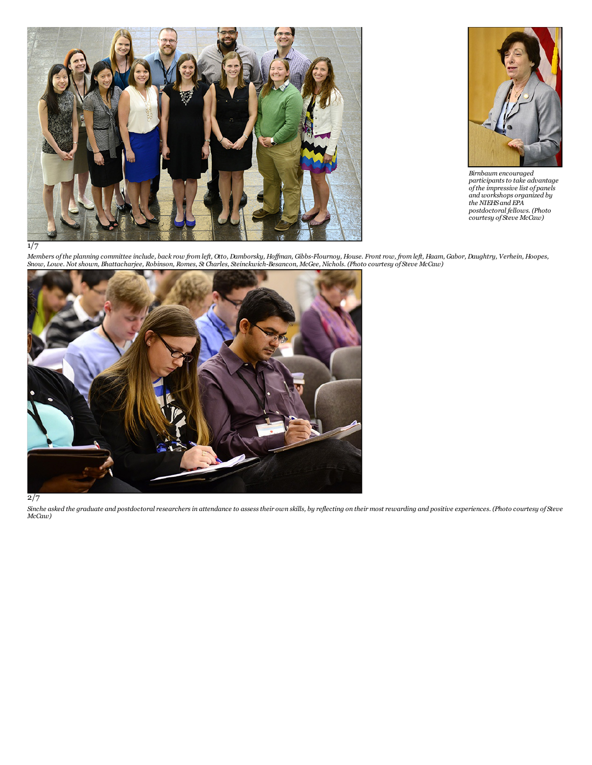Birnbaum encouraged participants to take advantage of the impressive list of panels and workshops organized by the NIEHS and EPA postdoctoral fellows. (Photo courtesy of Steve McCaw)

1/7

*Members of the planning committee include, back row from left, Otto, Damborsky, Hoffman, Gibbs-Flournoy, House. Front row, from left, Haam, Gabor, Daughtry, Verhein, Hoopes, Snow, Lowe. Not shown, Bhattacharjee, Robinson, Romes, St Charles, Steinckwich-Besancon, McGee, Nichols. (Photo courtesy of Steve McCaw)*

2/7

*Sinche asked the graduate and postdoctoral researchers in attendance to assess their own skills, by reflecting on their most rewarding and positive experiences. (Photo courtesy of Steve McCaw)*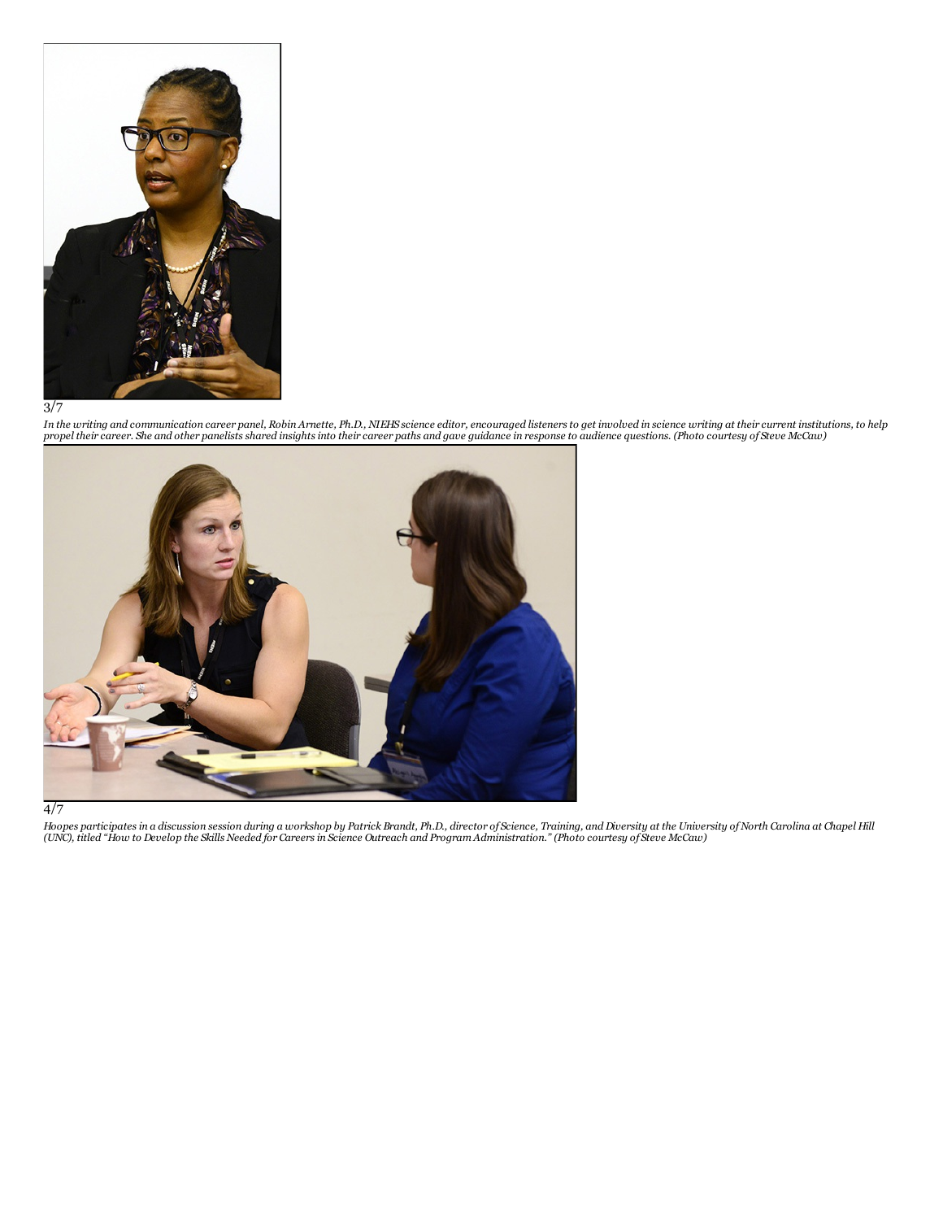3/7

*In the writing and communication career panel, Robin Arnette, Ph.D., NIEHS science editor, encouraged listeners to get involved in science writing at their current institutions, to help propel their career. She and other panelists shared insights into their career paths and gave guidance in response to audience questions. (Photo courtesy of Steve McCaw)*

4/7

*Hoopes participates in a discussion session during a workshop by Patrick Brandt, Ph.D., director of Science, Training, and Diversity at the University of North Carolina at Chapel Hill (UNC), titled "How to Develop the Skills Needed for Careers in Science Outreach and Program Administration." (Photo courtesy of Steve McCaw)*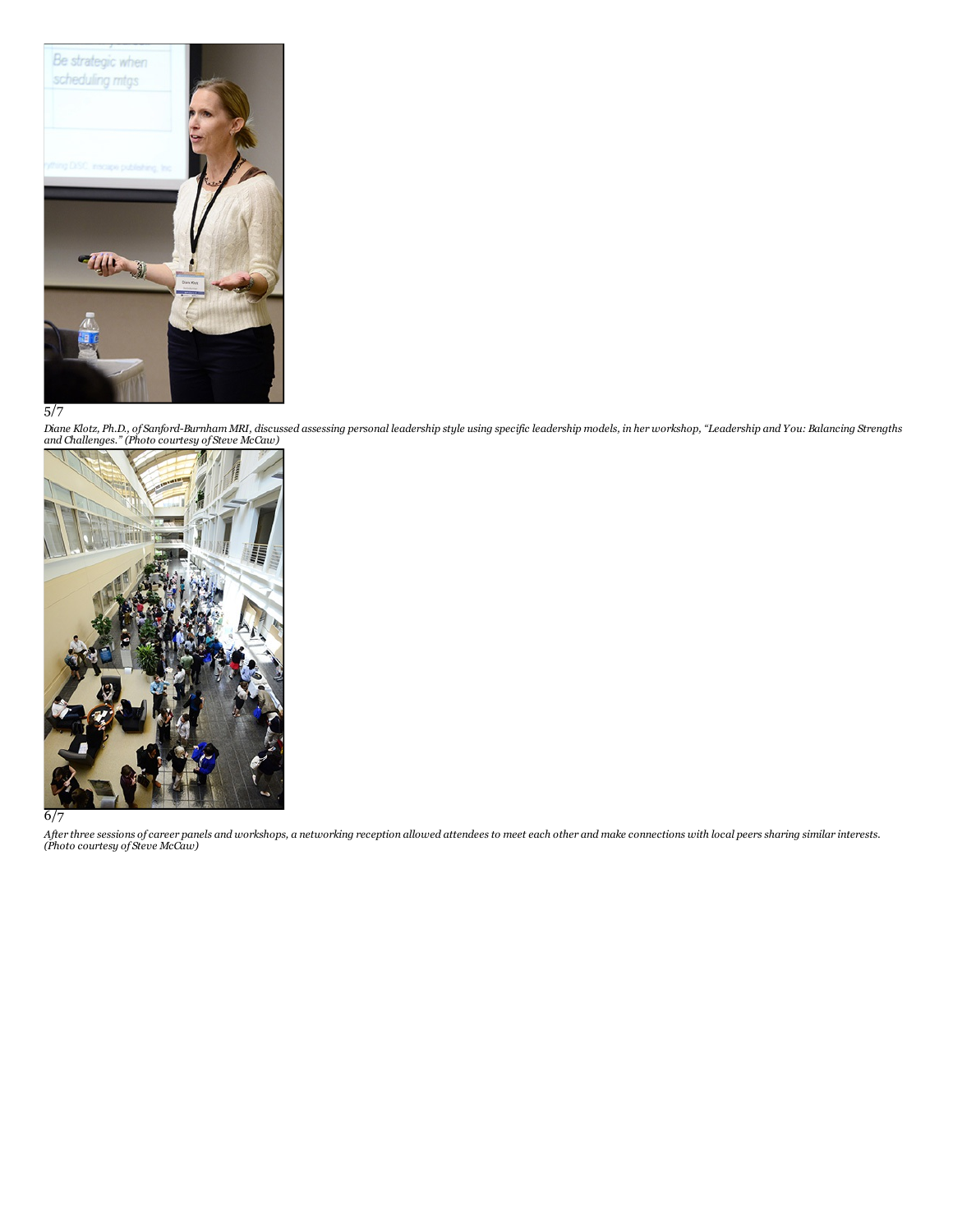5/7

*Diane Klotz, Ph.D., of Sanford-Burnham MRI, discussed assessing personal leadership style using specific leadership models, in her workshop, "Leadership and You: Balancing Strengths and Challenges." (Photo courtesy of Steve McCaw)*

6/7

*After three sessions of career panels and workshops, a networking reception allowed attendees to meet each other and make connections with local peers sharing similar interests. (Photo courtesy of Steve McCaw)*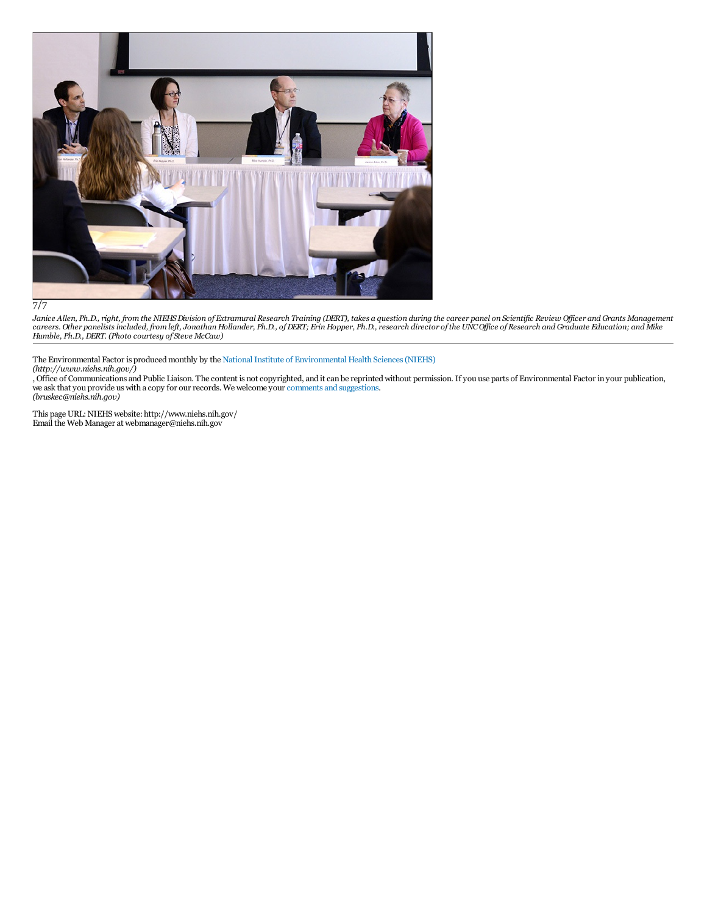7/7

*Janice Allen, Ph.D., right, from the NIEHS Division of Extramural Research Training (DERT), takes a question during the career panel on Scientific Review Officer and Grants Management careers. Other panelists included, from left, Jonathan Hollander, Ph.D., of DERT; Erin Hopper, Ph.D., research director of the UNC Office of Research and Graduate Education; and Mike Humble, Ph.D., DERT. (Photo courtesy of Steve McCaw)*

---

The Environmental Factor is produced monthly by the National Institute of Environmental Health Sciences (NIEHS)
*(http://www.niehs.nih.gov/)*
, Office of Communications and Public Liaison. The content is not copyrighted, and it can be reprinted without permission. If you use parts of Environmental Factor in your publication, we ask that you provide us with a copy for our records. We welcome your comments and suggestions.
*(bruskec@niehs.nih.gov)*

This page URL: NIEHS website: http://www.niehs.nih.gov/
Email the Web Manager at webmanager@niehs.nih.gov